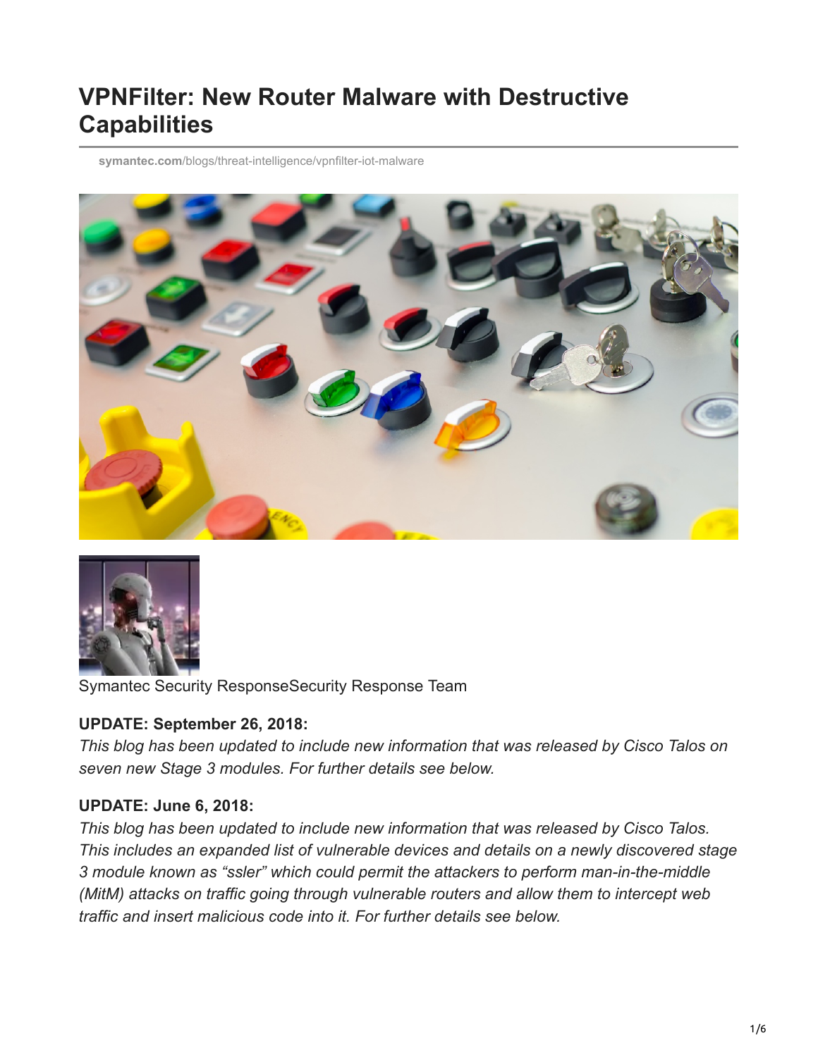# VPNFilter: New Router Malware with Destructive Capabilities

symantec.com/blogs/threat-intelligence/vpnfilter-iot-malware

Symantec Security ResponseSecurity Response Team

**UPDATE: September 26, 2018:**

*This blog has been updated to include new information that was released by Cisco Talos on seven new Stage 3 modules. For further details see below.*

**UPDATE: June 6, 2018:**

*This blog has been updated to include new information that was released by Cisco Talos. This includes an expanded list of vulnerable devices and details on a newly discovered stage 3 module known as "ssler" which could permit the attackers to perform man-in-the-middle (MitM) attacks on traffic going through vulnerable routers and allow them to intercept web traffic and insert malicious code into it. For further details see below.*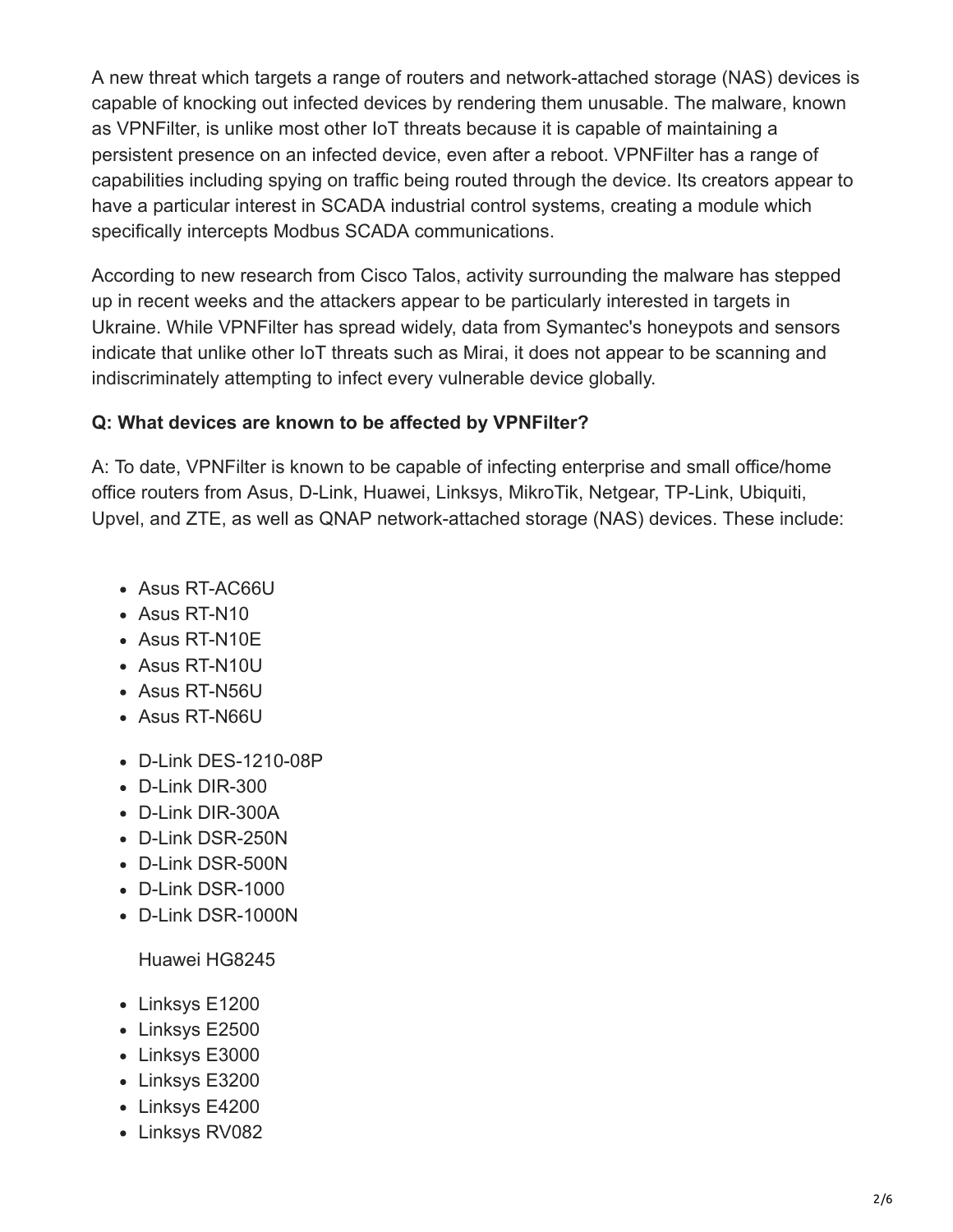A new threat which targets a range of routers and network-attached storage (NAS) devices is capable of knocking out infected devices by rendering them unusable. The malware, known as VPNFilter, is unlike most other IoT threats because it is capable of maintaining a persistent presence on an infected device, even after a reboot. VPNFilter has a range of capabilities including spying on traffic being routed through the device. Its creators appear to have a particular interest in SCADA industrial control systems, creating a module which specifically intercepts Modbus SCADA communications.

According to new research from Cisco Talos, activity surrounding the malware has stepped up in recent weeks and the attackers appear to be particularly interested in targets in Ukraine. While VPNFilter has spread widely, data from Symantec's honeypots and sensors indicate that unlike other IoT threats such as Mirai, it does not appear to be scanning and indiscriminately attempting to infect every vulnerable device globally.

**Q: What devices are known to be affected by VPNFilter?**

A: To date, VPNFilter is known to be capable of infecting enterprise and small office/home office routers from Asus, D-Link, Huawei, Linksys, MikroTik, Netgear, TP-Link, Ubiquiti, Upvel, and ZTE, as well as QNAP network-attached storage (NAS) devices. These include:

- Asus RT-AC66U
- Asus RT-N10
- Asus RT-N10E
- Asus RT-N10U
- Asus RT-N56U
- Asus RT-N66U

- D-Link DES-1210-08P
- D-Link DIR-300
- D-Link DIR-300A
- D-Link DSR-250N
- D-Link DSR-500N
- D-Link DSR-1000
- D-Link DSR-1000N

Huawei HG8245

- Linksys E1200
- Linksys E2500
- Linksys E3000
- Linksys E3200
- Linksys E4200
- Linksys RV082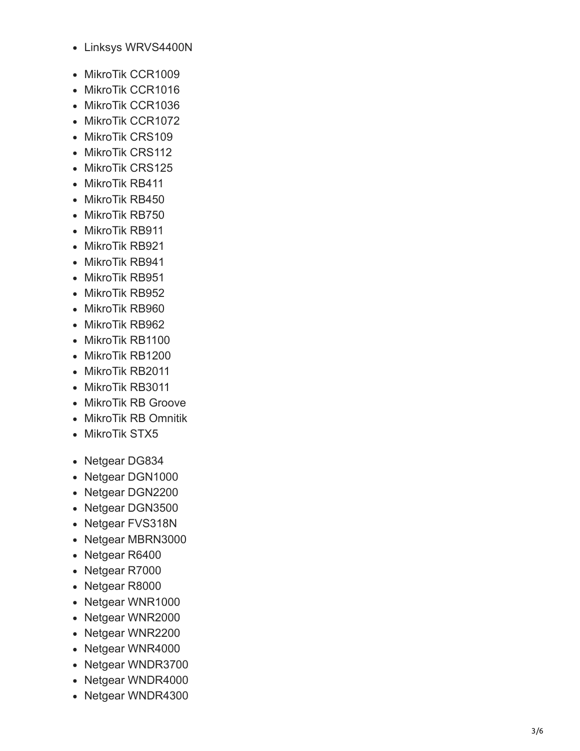- Linksys WRVS4400N

- MikroTik CCR1009
- MikroTik CCR1016
- MikroTik CCR1036
- MikroTik CCR1072
- MikroTik CRS109
- MikroTik CRS112
- MikroTik CRS125
- MikroTik RB411
- MikroTik RB450
- MikroTik RB750
- MikroTik RB911
- MikroTik RB921
- MikroTik RB941
- MikroTik RB951
- MikroTik RB952
- MikroTik RB960
- MikroTik RB962
- MikroTik RB1100
- MikroTik RB1200
- MikroTik RB2011
- MikroTik RB3011
- MikroTik RB Groove
- MikroTik RB Omnitik
- MikroTik STX5

- Netgear DG834
- Netgear DGN1000
- Netgear DGN2200
- Netgear DGN3500
- Netgear FVS318N
- Netgear MBRN3000
- Netgear R6400
- Netgear R7000
- Netgear R8000
- Netgear WNR1000
- Netgear WNR2000
- Netgear WNR2200
- Netgear WNR4000
- Netgear WNDR3700
- Netgear WNDR4000
- Netgear WNDR4300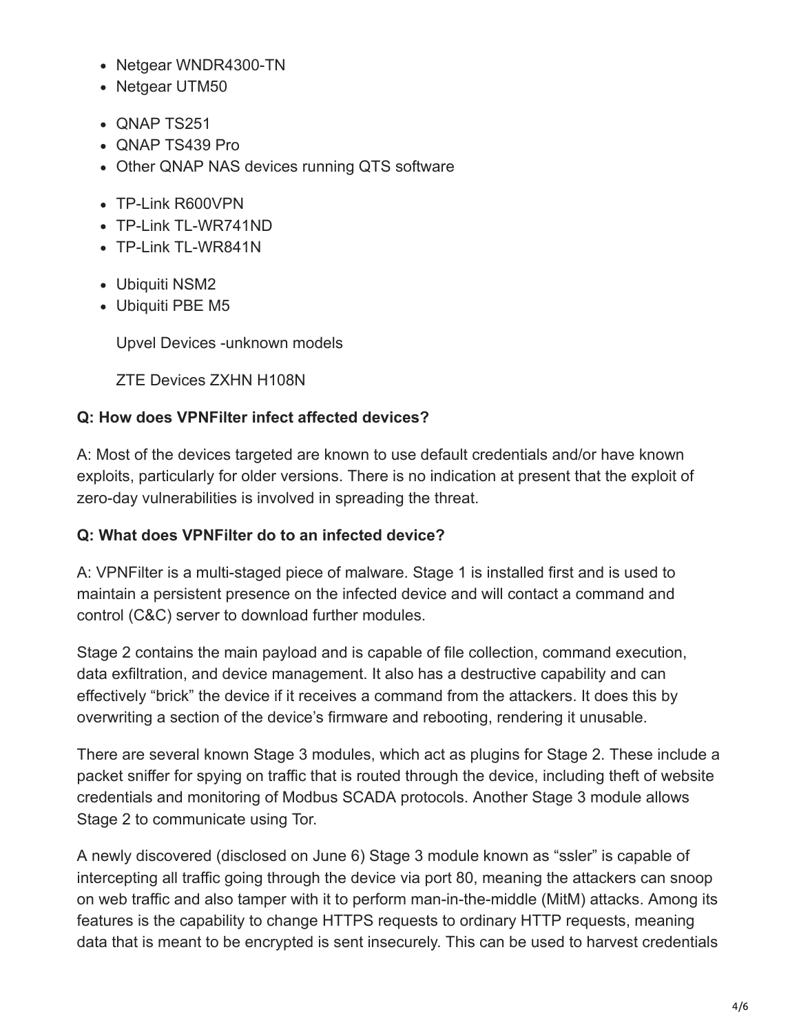- Netgear WNDR4300-TN
- Netgear UTM50

- QNAP TS251
- QNAP TS439 Pro
- Other QNAP NAS devices running QTS software

- TP-Link R600VPN
- TP-Link TL-WR741ND
- TP-Link TL-WR841N

- Ubiquiti NSM2
- Ubiquiti PBE M5

  Upvel Devices -unknown models

  ZTE Devices ZXHN H108N

**Q: How does VPNFilter infect affected devices?**

A: Most of the devices targeted are known to use default credentials and/or have known exploits, particularly for older versions. There is no indication at present that the exploit of zero-day vulnerabilities is involved in spreading the threat.

**Q: What does VPNFilter do to an infected device?**

A: VPNFilter is a multi-staged piece of malware. Stage 1 is installed first and is used to maintain a persistent presence on the infected device and will contact a command and control (C&C) server to download further modules.

Stage 2 contains the main payload and is capable of file collection, command execution, data exfiltration, and device management. It also has a destructive capability and can effectively "brick" the device if it receives a command from the attackers. It does this by overwriting a section of the device's firmware and rebooting, rendering it unusable.

There are several known Stage 3 modules, which act as plugins for Stage 2. These include a packet sniffer for spying on traffic that is routed through the device, including theft of website credentials and monitoring of Modbus SCADA protocols. Another Stage 3 module allows Stage 2 to communicate using Tor.

A newly discovered (disclosed on June 6) Stage 3 module known as "ssler" is capable of intercepting all traffic going through the device via port 80, meaning the attackers can snoop on web traffic and also tamper with it to perform man-in-the-middle (MitM) attacks. Among its features is the capability to change HTTPS requests to ordinary HTTP requests, meaning data that is meant to be encrypted is sent insecurely. This can be used to harvest credentials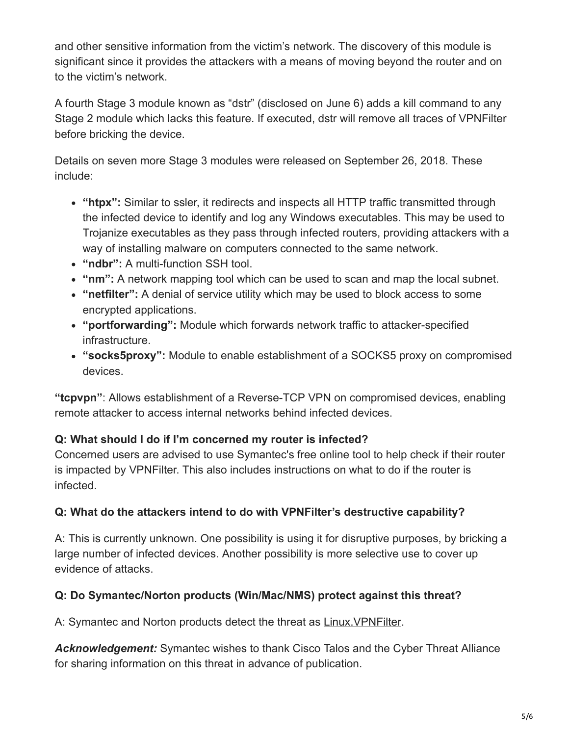and other sensitive information from the victim's network. The discovery of this module is significant since it provides the attackers with a means of moving beyond the router and on to the victim's network.

A fourth Stage 3 module known as "dstr" (disclosed on June 6) adds a kill command to any Stage 2 module which lacks this feature. If executed, dstr will remove all traces of VPNFilter before bricking the device.

Details on seven more Stage 3 modules were released on September 26, 2018. These include:

- **"htpx":** Similar to ssler, it redirects and inspects all HTTP traffic transmitted through the infected device to identify and log any Windows executables. This may be used to Trojanize executables as they pass through infected routers, providing attackers with a way of installing malware on computers connected to the same network.
- **"ndbr":** A multi-function SSH tool.
- **"nm":** A network mapping tool which can be used to scan and map the local subnet.
- **"netfilter":** A denial of service utility which may be used to block access to some encrypted applications.
- **"portforwarding":** Module which forwards network traffic to attacker-specified infrastructure.
- **"socks5proxy":** Module to enable establishment of a SOCKS5 proxy on compromised devices.

**"tcpvpn"**: Allows establishment of a Reverse-TCP VPN on compromised devices, enabling remote attacker to access internal networks behind infected devices.

**Q: What should I do if I'm concerned my router is infected?**
Concerned users are advised to use Symantec's free online tool to help check if their router is impacted by VPNFilter. This also includes instructions on what to do if the router is infected.

**Q: What do the attackers intend to do with VPNFilter's destructive capability?**

A: This is currently unknown. One possibility is using it for disruptive purposes, by bricking a large number of infected devices. Another possibility is more selective use to cover up evidence of attacks.

**Q: Do Symantec/Norton products (Win/Mac/NMS) protect against this threat?**

A: Symantec and Norton products detect the threat as Linux.VPNFilter.

***Acknowledgement:*** Symantec wishes to thank Cisco Talos and the Cyber Threat Alliance for sharing information on this threat in advance of publication.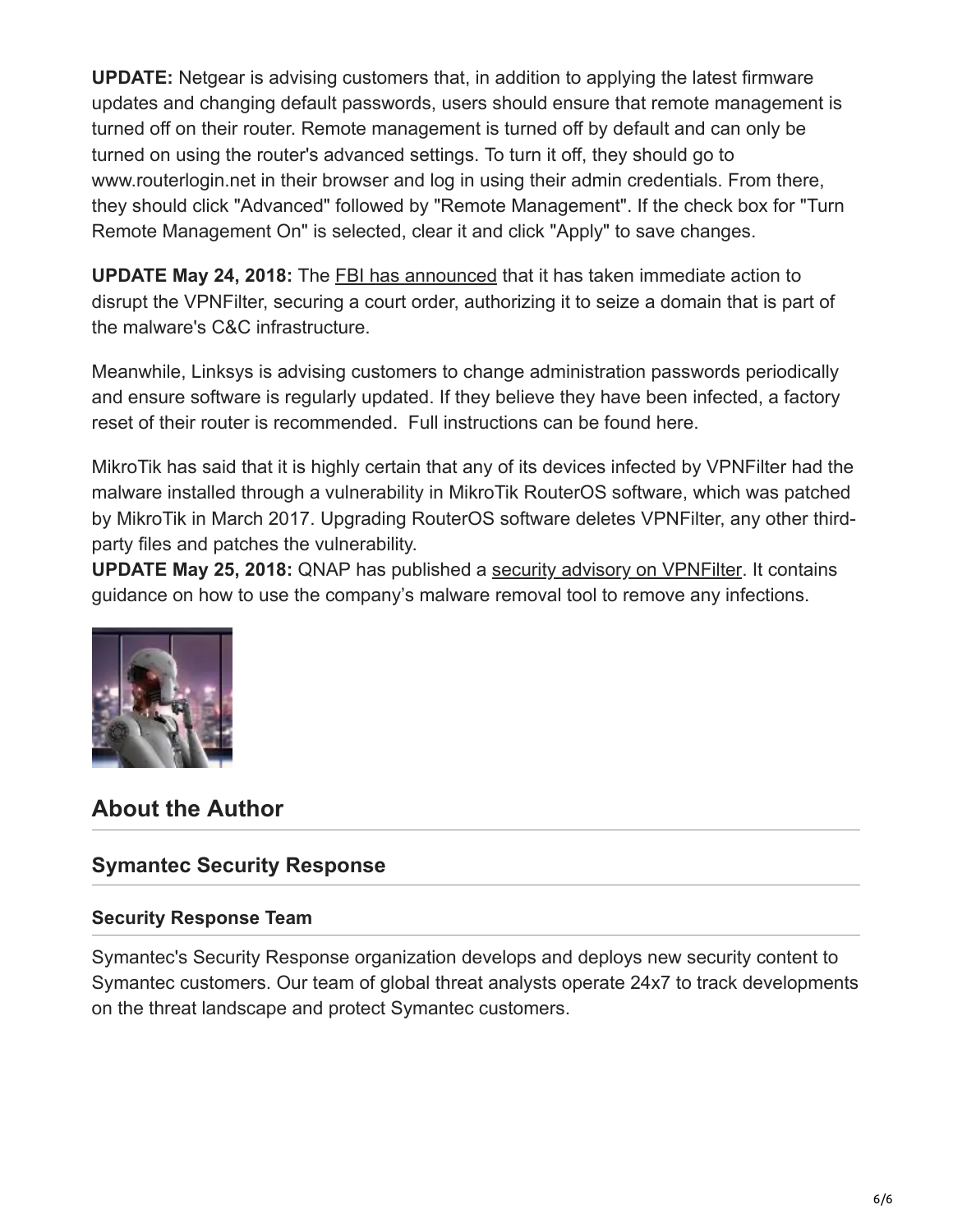**UPDATE:** Netgear is advising customers that, in addition to applying the latest firmware updates and changing default passwords, users should ensure that remote management is turned off on their router. Remote management is turned off by default and can only be turned on using the router's advanced settings. To turn it off, they should go to www.routerlogin.net in their browser and log in using their admin credentials. From there, they should click "Advanced" followed by "Remote Management". If the check box for "Turn Remote Management On" is selected, clear it and click "Apply" to save changes.

**UPDATE May 24, 2018:** The FBI has announced that it has taken immediate action to disrupt the VPNFilter, securing a court order, authorizing it to seize a domain that is part of the malware's C&C infrastructure.

Meanwhile, Linksys is advising customers to change administration passwords periodically and ensure software is regularly updated. If they believe they have been infected, a factory reset of their router is recommended. Full instructions can be found here.

MikroTik has said that it is highly certain that any of its devices infected by VPNFilter had the malware installed through a vulnerability in MikroTik RouterOS software, which was patched by MikroTik in March 2017. Upgrading RouterOS software deletes VPNFilter, any other third-party files and patches the vulnerability.

**UPDATE May 25, 2018:** QNAP has published a security advisory on VPNFilter. It contains guidance on how to use the company's malware removal tool to remove any infections.

## About the Author

### Symantec Security Response

#### Security Response Team

Symantec's Security Response organization develops and deploys new security content to Symantec customers. Our team of global threat analysts operate 24x7 to track developments on the threat landscape and protect Symantec customers.